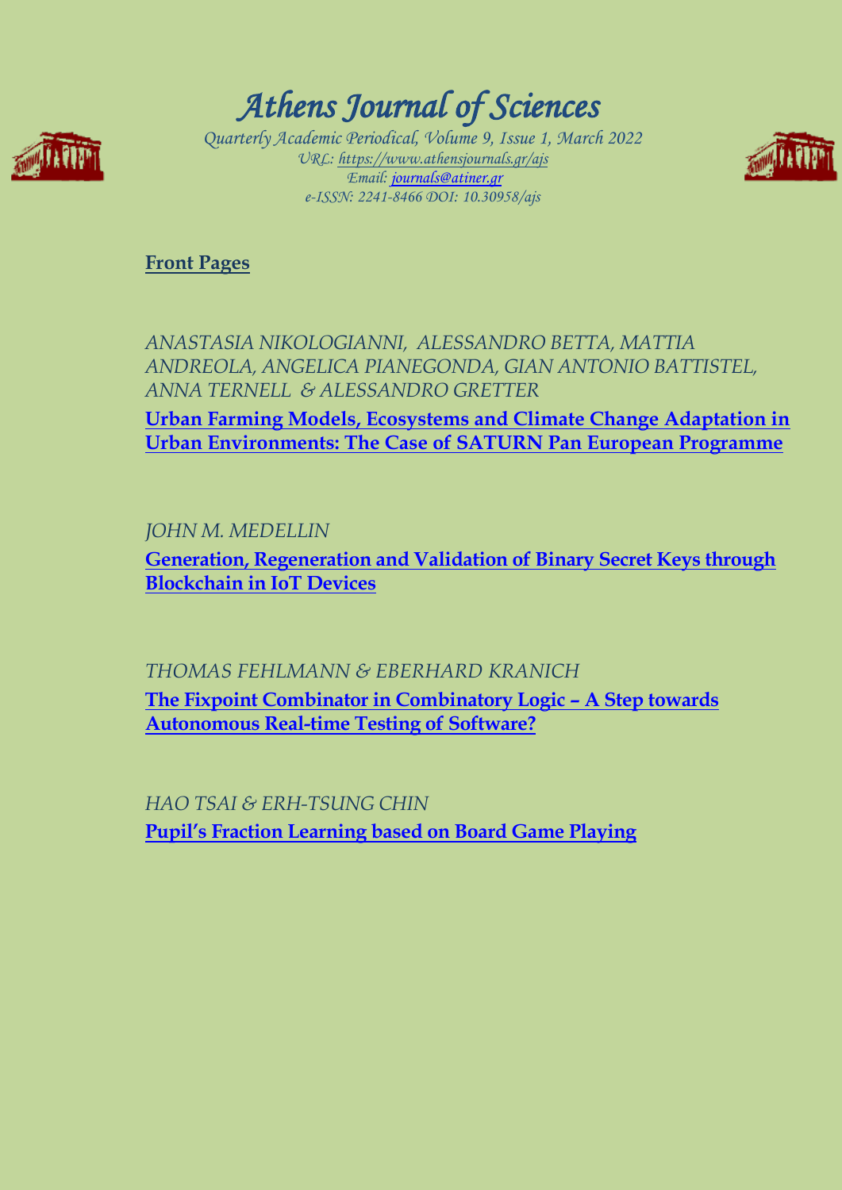# *Athens Journal of Sciences*

*Quarterly Academic Periodical, Volume 9, Issue 1, March 2022*
*URL: https://www.athensjournals.gr/ajs*
*Email: journals@atiner.gr*
*e-ISSN: 2241-8466 DOI: 10.30958/ajs*

**Front Pages**

*ANASTASIA NIKOLOGIANNI, ALESSANDRO BETTA, MATTIA ANDREOLA, ANGELICA PIANEGONDA, GIAN ANTONIO BATTISTEL, ANNA TERNELL & ALESSANDRO GRETTER*

**Urban Farming Models, Ecosystems and Climate Change Adaptation in Urban Environments: The Case of SATURN Pan European Programme**

*JOHN M. MEDELLIN*

**Generation, Regeneration and Validation of Binary Secret Keys through Blockchain in IoT Devices**

*THOMAS FEHLMANN & EBERHARD KRANICH*

**The Fixpoint Combinator in Combinatory Logic – A Step towards Autonomous Real-time Testing of Software?**

*HAO TSAI & ERH-TSUNG CHIN*

**Pupil's Fraction Learning based on Board Game Playing**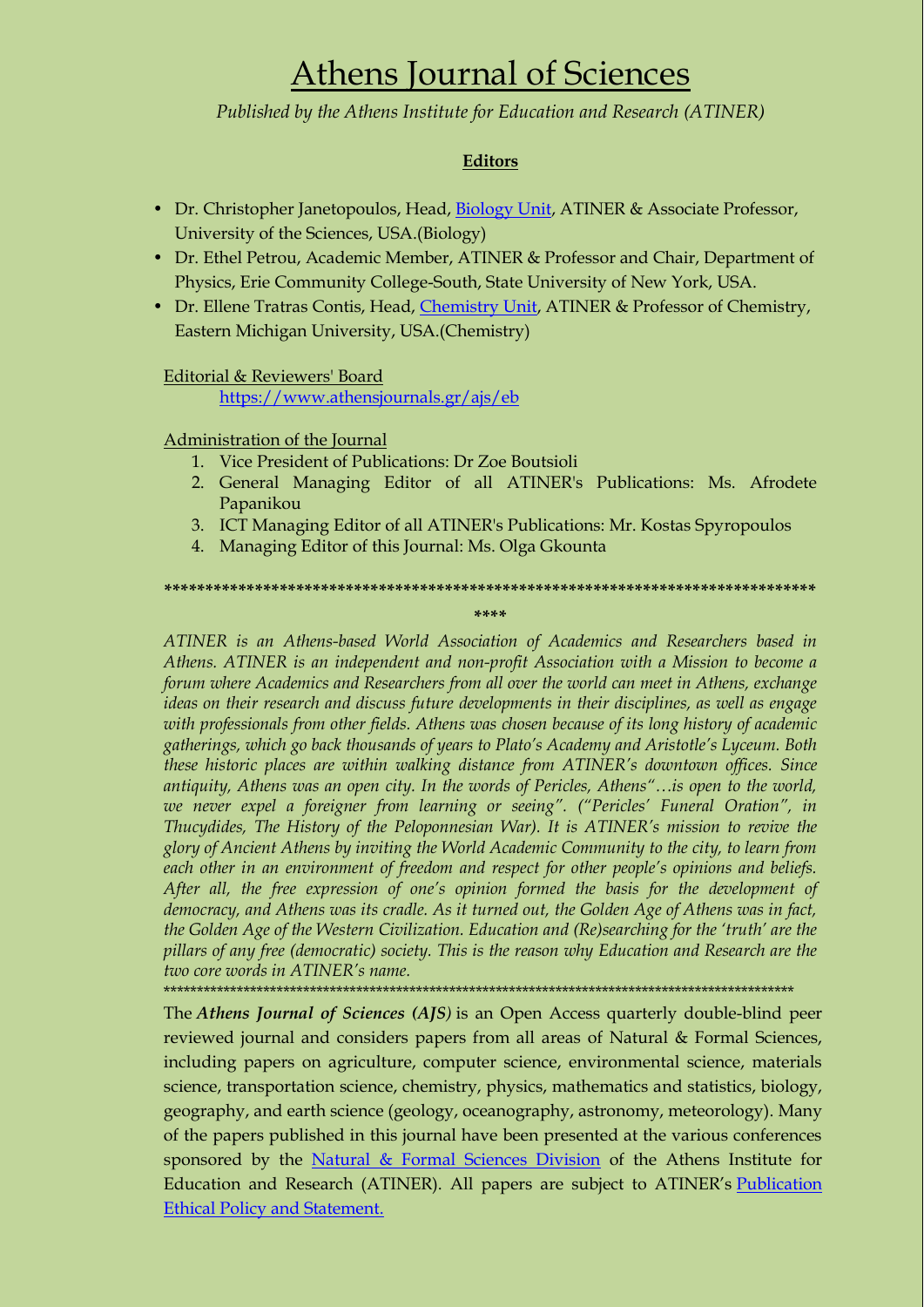# Athens Journal of Sciences

*Published by the Athens Institute for Education and Research (ATINER)*

**Editors**

- Dr. Christopher Janetopoulos, Head, Biology Unit, ATINER & Associate Professor, University of the Sciences, USA.(Biology)
- Dr. Ethel Petrou, Academic Member, ATINER & Professor and Chair, Department of Physics, Erie Community College-South, State University of New York, USA.
- Dr. Ellene Tratras Contis, Head, Chemistry Unit, ATINER & Professor of Chemistry, Eastern Michigan University, USA.(Chemistry)

Editorial & Reviewers' Board

https://www.athensjournals.gr/ajs/eb

Administration of the Journal

1. Vice President of Publications: Dr Zoe Boutsioli
2. General Managing Editor of all ATINER's Publications: Ms. Afrodete Papanikou
3. ICT Managing Editor of all ATINER's Publications: Mr. Kostas Spyropoulos
4. Managing Editor of this Journal: Ms. Olga Gkounta

****************************************************************************

*ATINER is an Athens-based World Association of Academics and Researchers based in Athens. ATINER is an independent and non-profit Association with a Mission to become a forum where Academics and Researchers from all over the world can meet in Athens, exchange ideas on their research and discuss future developments in their disciplines, as well as engage with professionals from other fields. Athens was chosen because of its long history of academic gatherings, which go back thousands of years to Plato's Academy and Aristotle's Lyceum. Both these historic places are within walking distance from ATINER's downtown offices. Since antiquity, Athens was an open city. In the words of Pericles, Athens"…is open to the world, we never expel a foreigner from learning or seeing". ("Pericles' Funeral Oration", in Thucydides, The History of the Peloponnesian War). It is ATINER's mission to revive the glory of Ancient Athens by inviting the World Academic Community to the city, to learn from each other in an environment of freedom and respect for other people's opinions and beliefs. After all, the free expression of one's opinion formed the basis for the development of democracy, and Athens was its cradle. As it turned out, the Golden Age of Athens was in fact, the Golden Age of the Western Civilization. Education and (Re)searching for the 'truth' are the pillars of any free (democratic) society. This is the reason why Education and Research are the two core words in ATINER's name.*

************************************************************************************************

The ***Athens Journal of Sciences (AJS)*** is an Open Access quarterly double-blind peer reviewed journal and considers papers from all areas of Natural & Formal Sciences, including papers on agriculture, computer science, environmental science, materials science, transportation science, chemistry, physics, mathematics and statistics, biology, geography, and earth science (geology, oceanography, astronomy, meteorology). Many of the papers published in this journal have been presented at the various conferences sponsored by the Natural & Formal Sciences Division of the Athens Institute for Education and Research (ATINER). All papers are subject to ATINER's Publication Ethical Policy and Statement.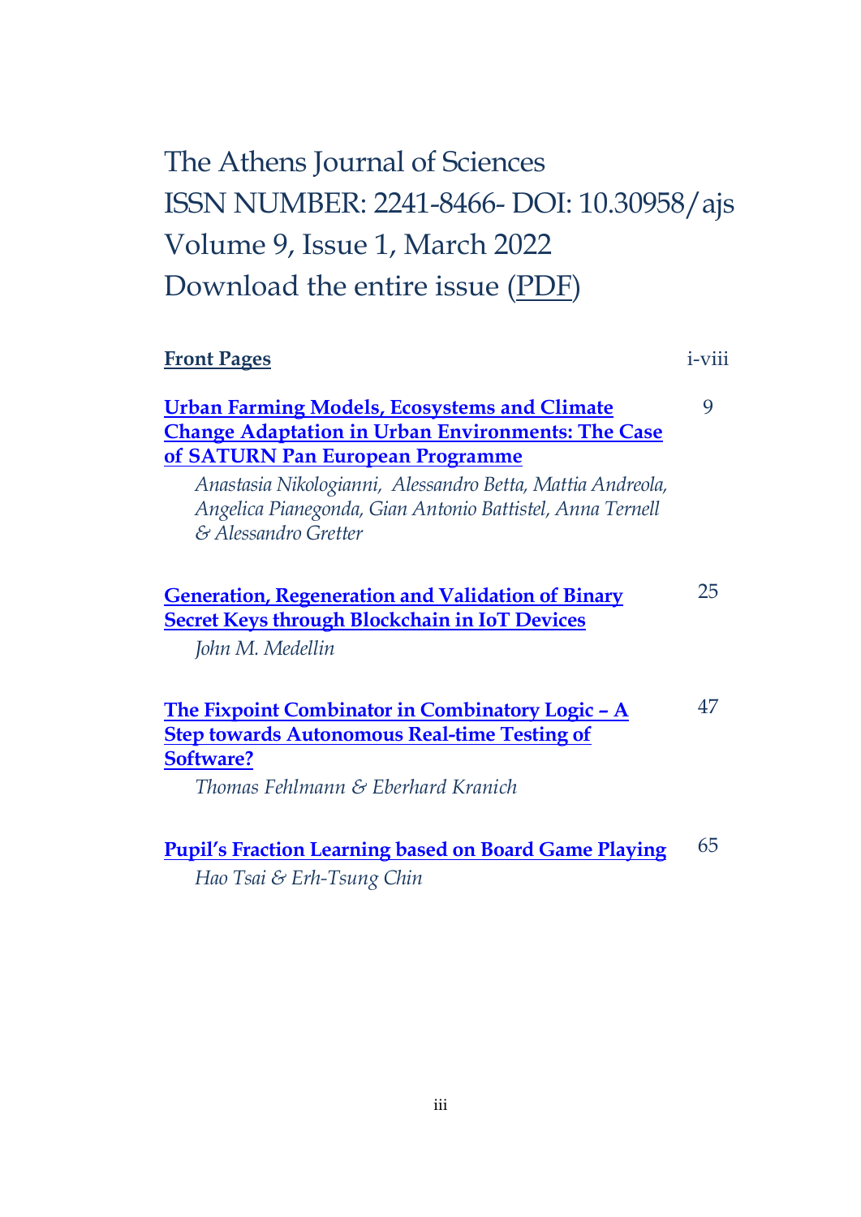# The Athens Journal of Sciences
# ISSN NUMBER: 2241-8466- DOI: 10.30958/ajs
# Volume 9, Issue 1, March 2022
# Download the entire issue (PDF)

| | |
|---|---|
| **Front Pages** | i-viii |
| **Urban Farming Models, Ecosystems and Climate Change Adaptation in Urban Environments: The Case of SATURN Pan European Programme**<br>*Anastasia Nikologianni, Alessandro Betta, Mattia Andreola, Angelica Pianegonda, Gian Antonio Battistel, Anna Ternell & Alessandro Gretter* | 9 |
| **Generation, Regeneration and Validation of Binary Secret Keys through Blockchain in IoT Devices**<br>*John M. Medellin* | 25 |
| **The Fixpoint Combinator in Combinatory Logic – A Step towards Autonomous Real-time Testing of Software?**<br>*Thomas Fehlmann & Eberhard Kranich* | 47 |
| **Pupil's Fraction Learning based on Board Game Playing**<br>*Hao Tsai & Erh-Tsung Chin* | 65 |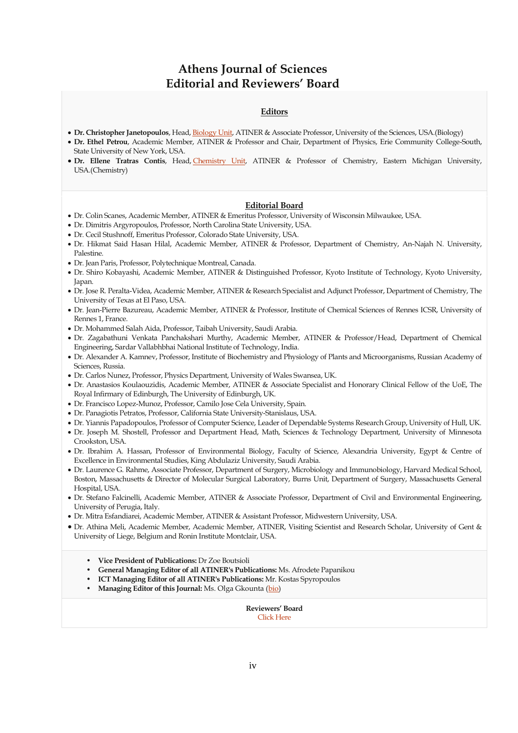# Athens Journal of Sciences
# Editorial and Reviewers' Board

## Editors

- **Dr. Christopher Janetopoulos**, Head, Biology Unit, ATINER & Associate Professor, University of the Sciences, USA.(Biology)
- **Dr. Ethel Petrou**, Academic Member, ATINER & Professor and Chair, Department of Physics, Erie Community College-South, State University of New York, USA.
- **Dr. Ellene Tratras Contis**, Head, Chemistry Unit, ATINER & Professor of Chemistry, Eastern Michigan University, USA.(Chemistry)

## Editorial Board

- Dr. Colin Scanes, Academic Member, ATINER & Emeritus Professor, University of Wisconsin Milwaukee, USA.
- Dr. Dimitris Argyropoulos, Professor, North Carolina State University, USA.
- Dr. Cecil Stushnoff, Emeritus Professor, Colorado State University, USA.
- Dr. Hikmat Said Hasan Hilal, Academic Member, ATINER & Professor, Department of Chemistry, An-Najah N. University, Palestine.
- Dr. Jean Paris, Professor, Polytechnique Montreal, Canada.
- Dr. Shiro Kobayashi, Academic Member, ATINER & Distinguished Professor, Kyoto Institute of Technology, Kyoto University, Japan.
- Dr. Jose R. Peralta-Videa, Academic Member, ATINER & Research Specialist and Adjunct Professor, Department of Chemistry, The University of Texas at El Paso, USA.
- Dr. Jean-Pierre Bazureau, Academic Member, ATINER & Professor, Institute of Chemical Sciences of Rennes ICSR, University of Rennes 1, France.
- Dr. Mohammed Salah Aida, Professor, Taibah University, Saudi Arabia.
- Dr. Zagabathuni Venkata Panchakshari Murthy, Academic Member, ATINER & Professor/Head, Department of Chemical Engineering, Sardar Vallabhbhai National Institute of Technology, India.
- Dr. Alexander A. Kamnev, Professor, Institute of Biochemistry and Physiology of Plants and Microorganisms, Russian Academy of Sciences, Russia.
- Dr. Carlos Nunez, Professor, Physics Department, University of Wales Swansea, UK.
- Dr. Anastasios Koulaouzidis, Academic Member, ATINER & Associate Specialist and Honorary Clinical Fellow of the UoE, The Royal Infirmary of Edinburgh, The University of Edinburgh, UK.
- Dr. Francisco Lopez-Munoz, Professor, Camilo Jose Cela University, Spain.
- Dr. Panagiotis Petratos, Professor, California State University-Stanislaus, USA.
- Dr. Yiannis Papadopoulos, Professor of Computer Science, Leader of Dependable Systems Research Group, University of Hull, UK.
- Dr. Joseph M. Shostell, Professor and Department Head, Math, Sciences & Technology Department, University of Minnesota Crookston, USA.
- Dr. Ibrahim A. Hassan, Professor of Environmental Biology, Faculty of Science, Alexandria University, Egypt & Centre of Excellence in Environmental Studies, King Abdulaziz University, Saudi Arabia.
- Dr. Laurence G. Rahme, Associate Professor, Department of Surgery, Microbiology and Immunobiology, Harvard Medical School, Boston, Massachusetts & Director of Molecular Surgical Laboratory, Burns Unit, Department of Surgery, Massachusetts General Hospital, USA.
- Dr. Stefano Falcinelli, Academic Member, ATINER & Associate Professor, Department of Civil and Environmental Engineering, University of Perugia, Italy.
- Dr. Mitra Esfandiarei, Academic Member, ATINER & Assistant Professor, Midwestern University, USA.
- Dr. Athina Meli, Academic Member, Academic Member, ATINER, Visiting Scientist and Research Scholar, University of Gent & University of Liege, Belgium and Ronin Institute Montclair, USA.

- **Vice President of Publications:** Dr Zoe Boutsioli
- **General Managing Editor of all ATINER's Publications:** Ms. Afrodete Papanikou
- **ICT Managing Editor of all ATINER's Publications:** Mr. Kostas Spyropoulos
- **Managing Editor of this Journal:** Ms. Olga Gkounta (bio)

**Reviewers' Board**
Click Here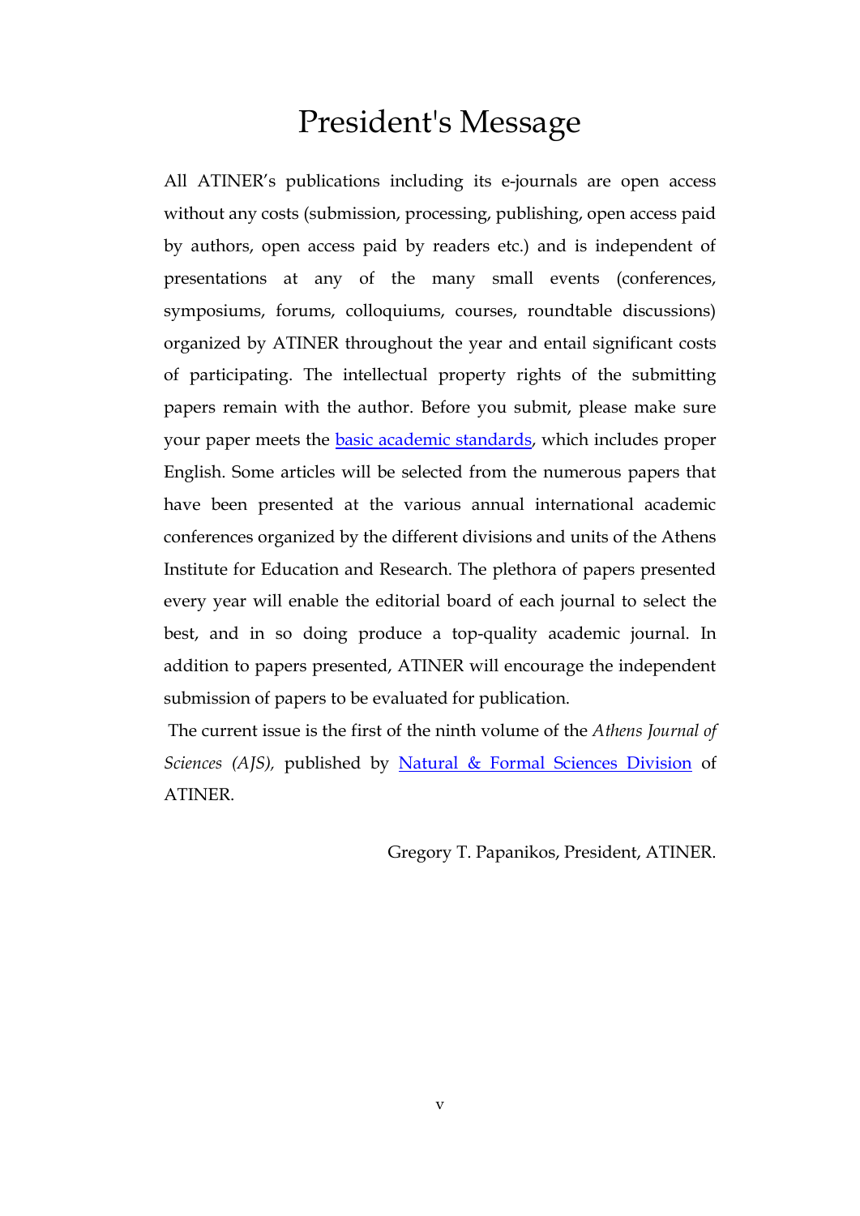# President's Message

All ATINER's publications including its e-journals are open access without any costs (submission, processing, publishing, open access paid by authors, open access paid by readers etc.) and is independent of presentations at any of the many small events (conferences, symposiums, forums, colloquiums, courses, roundtable discussions) organized by ATINER throughout the year and entail significant costs of participating. The intellectual property rights of the submitting papers remain with the author. Before you submit, please make sure your paper meets the basic academic standards, which includes proper English. Some articles will be selected from the numerous papers that have been presented at the various annual international academic conferences organized by the different divisions and units of the Athens Institute for Education and Research. The plethora of papers presented every year will enable the editorial board of each journal to select the best, and in so doing produce a top-quality academic journal. In addition to papers presented, ATINER will encourage the independent submission of papers to be evaluated for publication.

The current issue is the first of the ninth volume of the *Athens Journal of Sciences (AJS),* published by Natural & Formal Sciences Division of ATINER.

Gregory T. Papanikos, President, ATINER.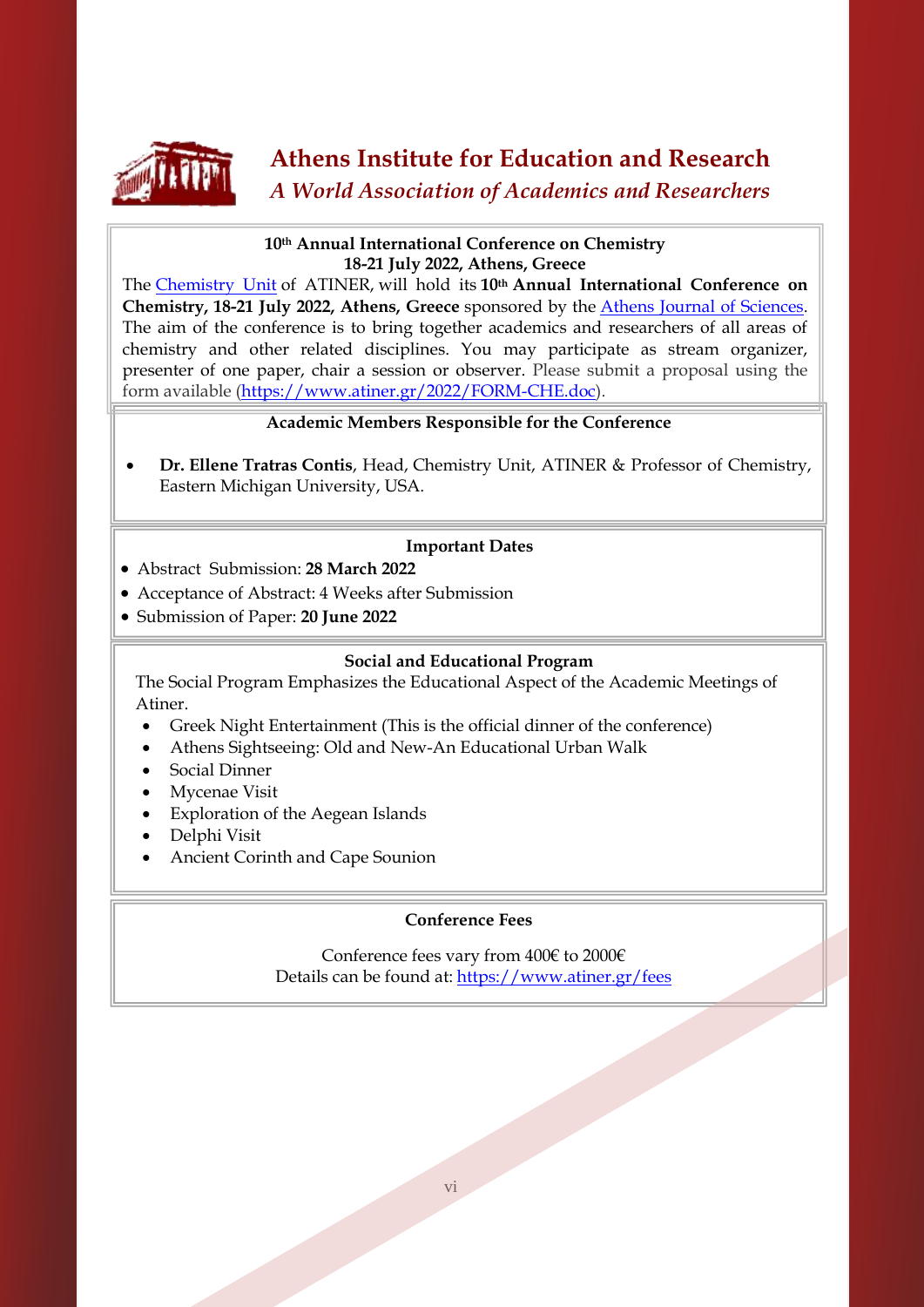# Athens Institute for Education and Research

*A World Association of Academics and Researchers*

**10th Annual International Conference on Chemistry**
**18-21 July 2022, Athens, Greece**

The Chemistry Unit of ATINER, will hold its **10th Annual International Conference on Chemistry, 18-21 July 2022, Athens, Greece** sponsored by the Athens Journal of Sciences. The aim of the conference is to bring together academics and researchers of all areas of chemistry and other related disciplines. You may participate as stream organizer, presenter of one paper, chair a session or observer. Please submit a proposal using the form available (https://www.atiner.gr/2022/FORM-CHE.doc).

**Academic Members Responsible for the Conference**

- **Dr. Ellene Tratras Contis**, Head, Chemistry Unit, ATINER & Professor of Chemistry, Eastern Michigan University, USA.

**Important Dates**

- Abstract Submission: **28 March 2022**
- Acceptance of Abstract: 4 Weeks after Submission
- Submission of Paper: **20 June 2022**

**Social and Educational Program**

The Social Program Emphasizes the Educational Aspect of the Academic Meetings of Atiner.

- Greek Night Entertainment (This is the official dinner of the conference)
- Athens Sightseeing: Old and New-An Educational Urban Walk
- Social Dinner
- Mycenae Visit
- Exploration of the Aegean Islands
- Delphi Visit
- Ancient Corinth and Cape Sounion

**Conference Fees**

Conference fees vary from 400€ to 2000€
Details can be found at: https://www.atiner.gr/fees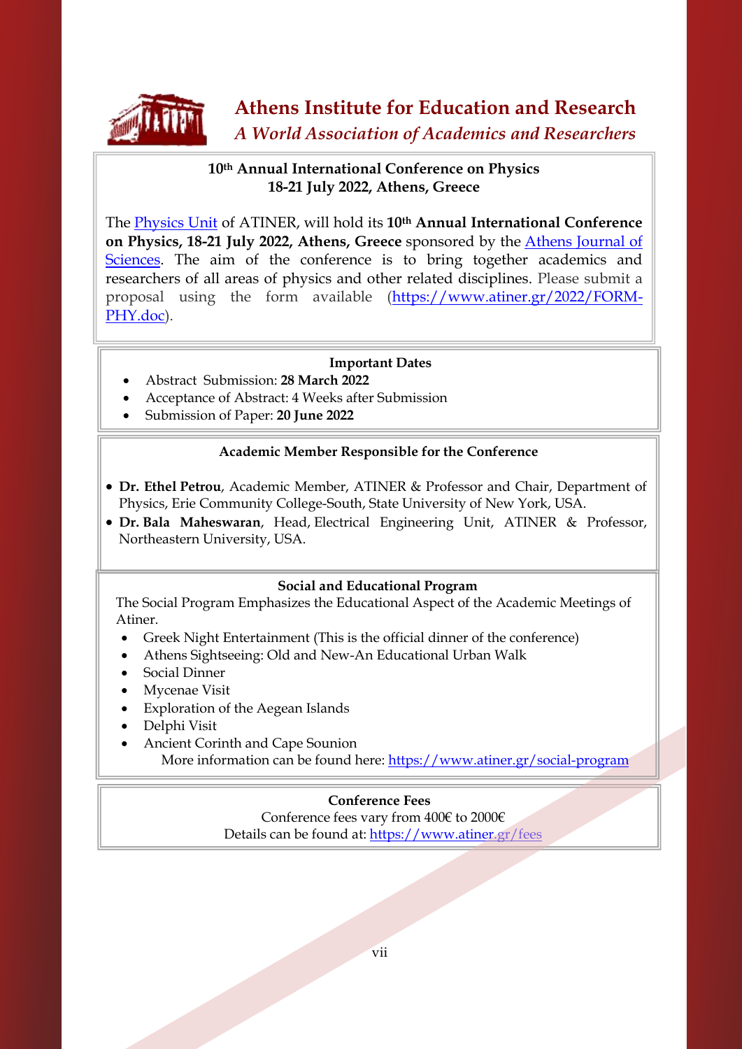# Athens Institute for Education and Research

*A World Association of Academics and Researchers*

## 10th Annual International Conference on Physics
## 18-21 July 2022, Athens, Greece

The Physics Unit of ATINER, will hold its **10th Annual International Conference on Physics, 18-21 July 2022, Athens, Greece** sponsored by the Athens Journal of Sciences. The aim of the conference is to bring together academics and researchers of all areas of physics and other related disciplines. Please submit a proposal using the form available (https://www.atiner.gr/2022/FORM-PHY.doc).

### Important Dates

- Abstract Submission: **28 March 2022**
- Acceptance of Abstract: 4 Weeks after Submission
- Submission of Paper: **20 June 2022**

### Academic Member Responsible for the Conference

- **Dr. Ethel Petrou**, Academic Member, ATINER & Professor and Chair, Department of Physics, Erie Community College-South, State University of New York, USA.
- **Dr. Bala Maheswaran**, Head, Electrical Engineering Unit, ATINER & Professor, Northeastern University, USA.

### Social and Educational Program

The Social Program Emphasizes the Educational Aspect of the Academic Meetings of Atiner.

- Greek Night Entertainment (This is the official dinner of the conference)
- Athens Sightseeing: Old and New-An Educational Urban Walk
- Social Dinner
- Mycenae Visit
- Exploration of the Aegean Islands
- Delphi Visit
- Ancient Corinth and Cape Sounion

More information can be found here: https://www.atiner.gr/social-program

### Conference Fees

Conference fees vary from 400€ to 2000€

Details can be found at: https://www.atiner.gr/fees